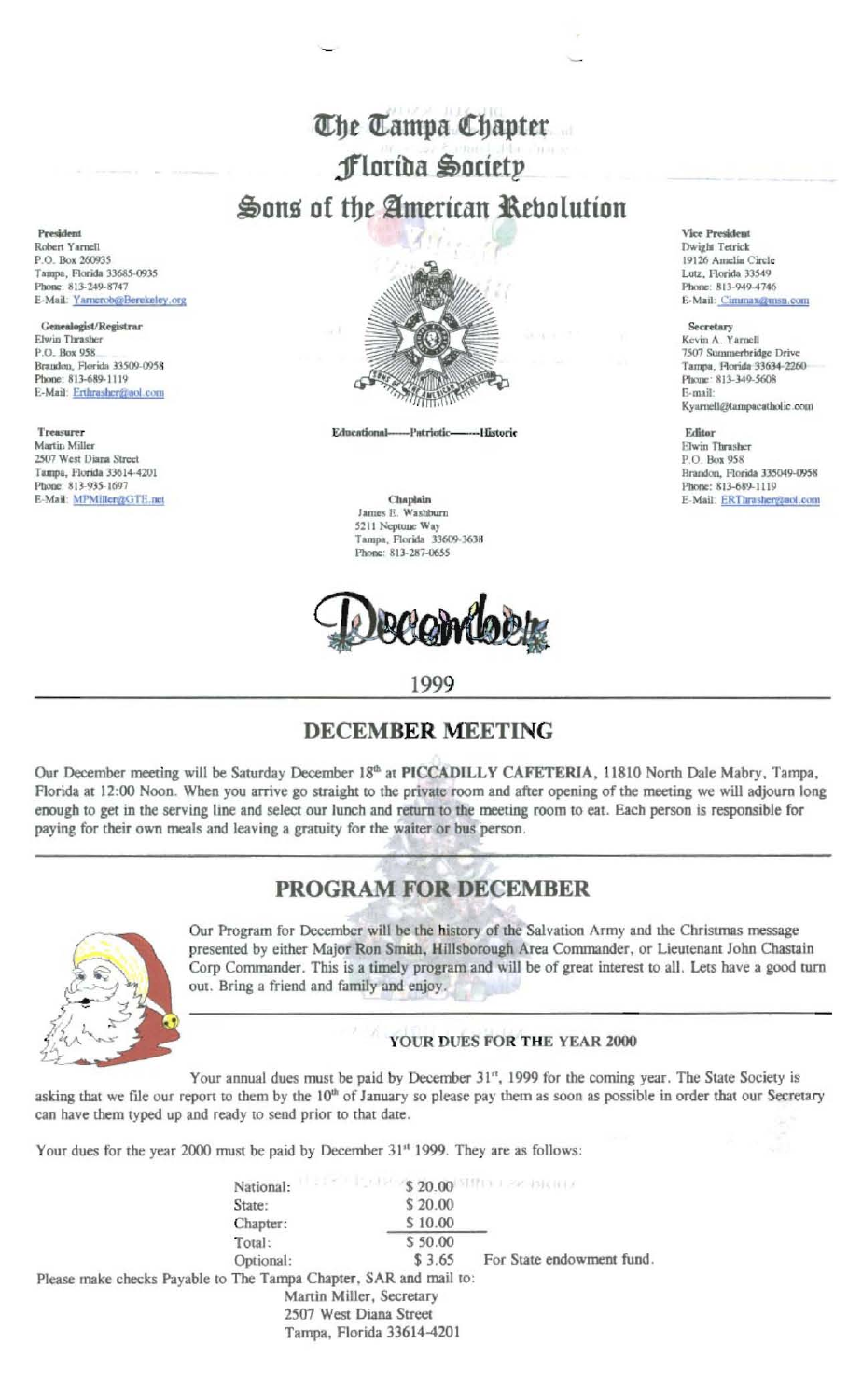# The Tampa Chapter
## Florida Society
## Sons of the American Revolution

**President**
Robert Yarnell
P.O. Box 260935
Tampa, Florida 33685-0935
Phone: 813-249-8747
E-Mail: Yarnrob@Berekeley.org

**Genealogist/Registrar**
Elwin Thrasher
P.O. Box 958
Brandon, Florida 33509-0958
Phone: 813-689-1119
E-Mail: Erthrasher@aol.com

**Treasurer**
Martin Miller
2507 West Diana Street
Tampa, Florida 33614-4201
Phone: 813-935-1697
E-Mail: MPMiller@GTE.net

Educational——Patriotic——Historic

**Chaplain**
James E. Washburn
5211 Neptune Way
Tampa, Florida 33609-3638
Phone: 813-287-0655

**Vice President**
Dwight Tetrick
19126 Amelia Circle
Lutz, Florida 33549
Phone: 813-949-4746
E-Mail: Cimmax@msn.com

**Secretary**
Kevin A. Yarnell
7507 Summerbridge Drive
Tampa, Florida 33634-2260
Phone: 813-349-5608
E-mail:
Kyarnell@tampacatholic.com

**Editor**
Elwin Thrasher
P.O. Box 958
Brandon, Florida 335049-0958
Phone: 813-689-1119
E-Mail: ERThrasher@aol.com

# December

1999

## DECEMBER MEETING

Our December meeting will be Saturday December 18th at **PICCADILLY CAFETERIA**, 11810 North Dale Mabry, Tampa, Florida at 12:00 Noon. When you arrive go straight to the private room and after opening of the meeting we will adjourn long enough to get in the serving line and select our lunch and return to the meeting room to eat. Each person is responsible for paying for their own meals and leaving a gratuity for the waiter or bus person.

## PROGRAM FOR DECEMBER

Our Program for December will be the history of the Salvation Army and the Christmas message presented by either Major Ron Smith, Hillsborough Area Commander, or Lieutenant John Chastain Corp Commander. This is a timely program and will be of great interest to all. Lets have a good turn out. Bring a friend and family and enjoy.

### YOUR DUES FOR THE YEAR 2000

Your annual dues must be paid by December 31st, 1999 for the coming year. The State Society is asking that we file our report to them by the 10th of January so please pay them as soon as possible in order that our Secretary can have them typed up and ready to send prior to that date.

Your dues for the year 2000 must be paid by December 31st 1999. They are as follows:

| | | |
|---|---|---|
| National: | $ 20.00 | |
| State: | $ 20.00 | |
| Chapter: | $ 10.00 | |
| Total: | $ 50.00 | |
| Optional: | $ 3.65 | For State endowment fund. |

Please make checks Payable to The Tampa Chapter, SAR and mail to:

Martin Miller, Secretary
2507 West Diana Street
Tampa, Florida 33614-4201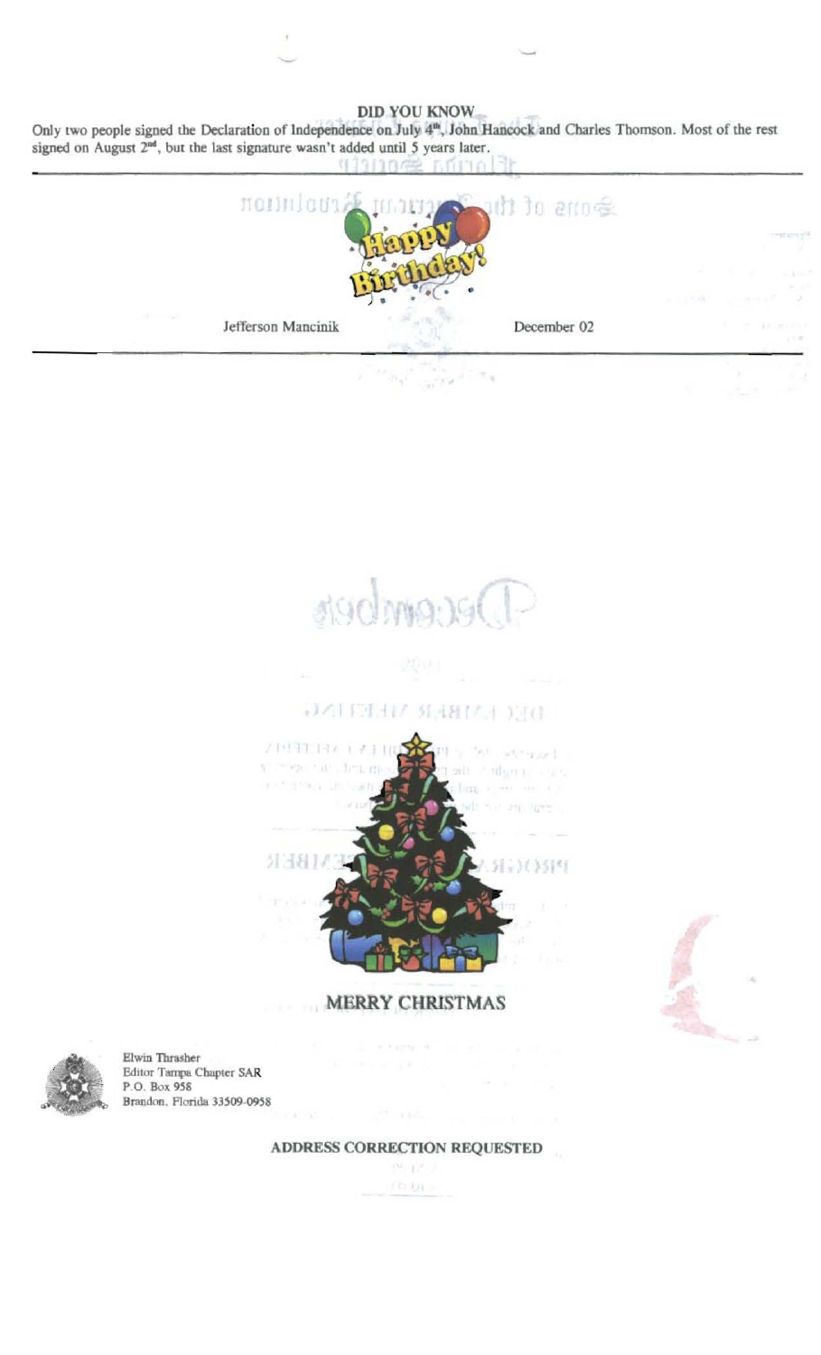## DID YOU KNOW

Only two people signed the Declaration of Independence on July 4th, John Hancock and Charles Thomson. Most of the rest signed on August 2nd, but the last signature wasn't added until 5 years later.

---

Happy Birthday!

| Jefferson Mancinik | December 02 |
|---|---|

---

MERRY CHRISTMAS

Elwin Thrasher
Editor Tampa Chapter SAR
P.O. Box 958
Brandon, Florida 33509-0958

**ADDRESS CORRECTION REQUESTED**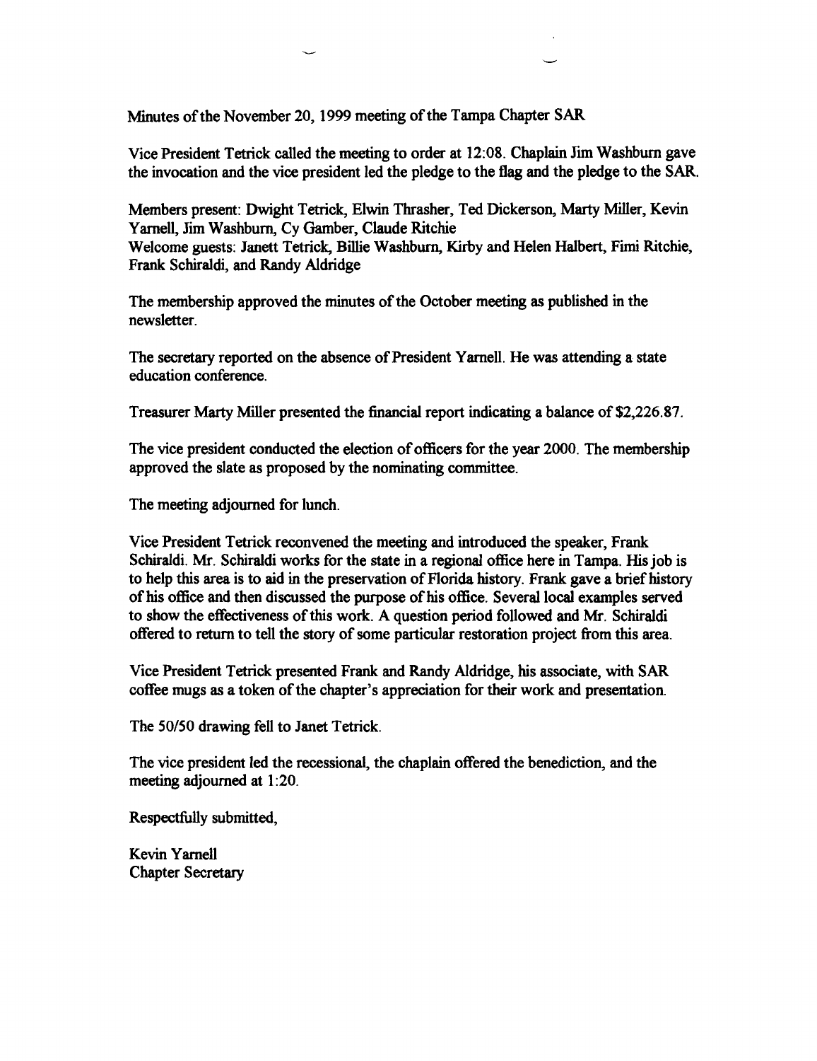Minutes of the November 20, 1999 meeting of the Tampa Chapter SAR

Vice President Tetrick called the meeting to order at 12:08. Chaplain Jim Washburn gave the invocation and the vice president led the pledge to the flag and the pledge to the SAR.

Members present: Dwight Tetrick, Elwin Thrasher, Ted Dickerson, Marty Miller, Kevin Yarnell, Jim Washburn, Cy Gamber, Claude Ritchie
Welcome guests: Janett Tetrick, Billie Washburn, Kirby and Helen Halbert, Fimi Ritchie, Frank Schiraldi, and Randy Aldridge

The membership approved the minutes of the October meeting as published in the newsletter.

The secretary reported on the absence of President Yarnell. He was attending a state education conference.

Treasurer Marty Miller presented the financial report indicating a balance of $2,226.87.

The vice president conducted the election of officers for the year 2000. The membership approved the slate as proposed by the nominating committee.

The meeting adjourned for lunch.

Vice President Tetrick reconvened the meeting and introduced the speaker, Frank Schiraldi. Mr. Schiraldi works for the state in a regional office here in Tampa. His job is to help this area is to aid in the preservation of Florida history. Frank gave a brief history of his office and then discussed the purpose of his office. Several local examples served to show the effectiveness of this work. A question period followed and Mr. Schiraldi offered to return to tell the story of some particular restoration project from this area.

Vice President Tetrick presented Frank and Randy Aldridge, his associate, with SAR coffee mugs as a token of the chapter's appreciation for their work and presentation.

The 50/50 drawing fell to Janet Tetrick.

The vice president led the recessional, the chaplain offered the benediction, and the meeting adjourned at 1:20.

Respectfully submitted,

Kevin Yarnell
Chapter Secretary